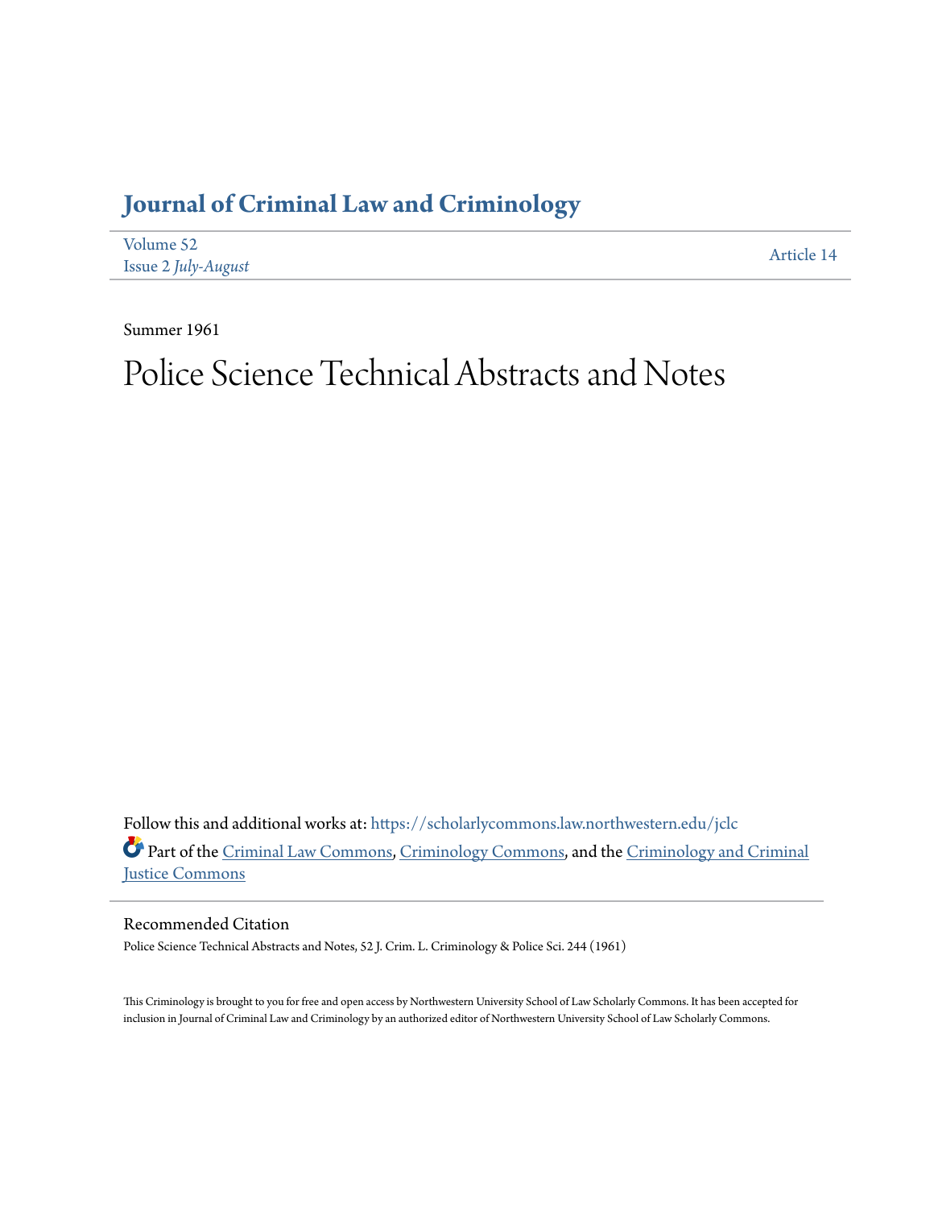# Journal of Criminal Law and Criminology

Volume 52
Issue 2 *July-August*

Article 14

Summer 1961

# Police Science Technical Abstracts and Notes

Follow this and additional works at: https://scholarlycommons.law.northwestern.edu/jclc

Part of the Criminal Law Commons, Criminology Commons, and the Criminology and Criminal Justice Commons

## Recommended Citation

Police Science Technical Abstracts and Notes, 52 J. Crim. L. Criminology & Police Sci. 244 (1961)

This Criminology is brought to you for free and open access by Northwestern University School of Law Scholarly Commons. It has been accepted for inclusion in Journal of Criminal Law and Criminology by an authorized editor of Northwestern University School of Law Scholarly Commons.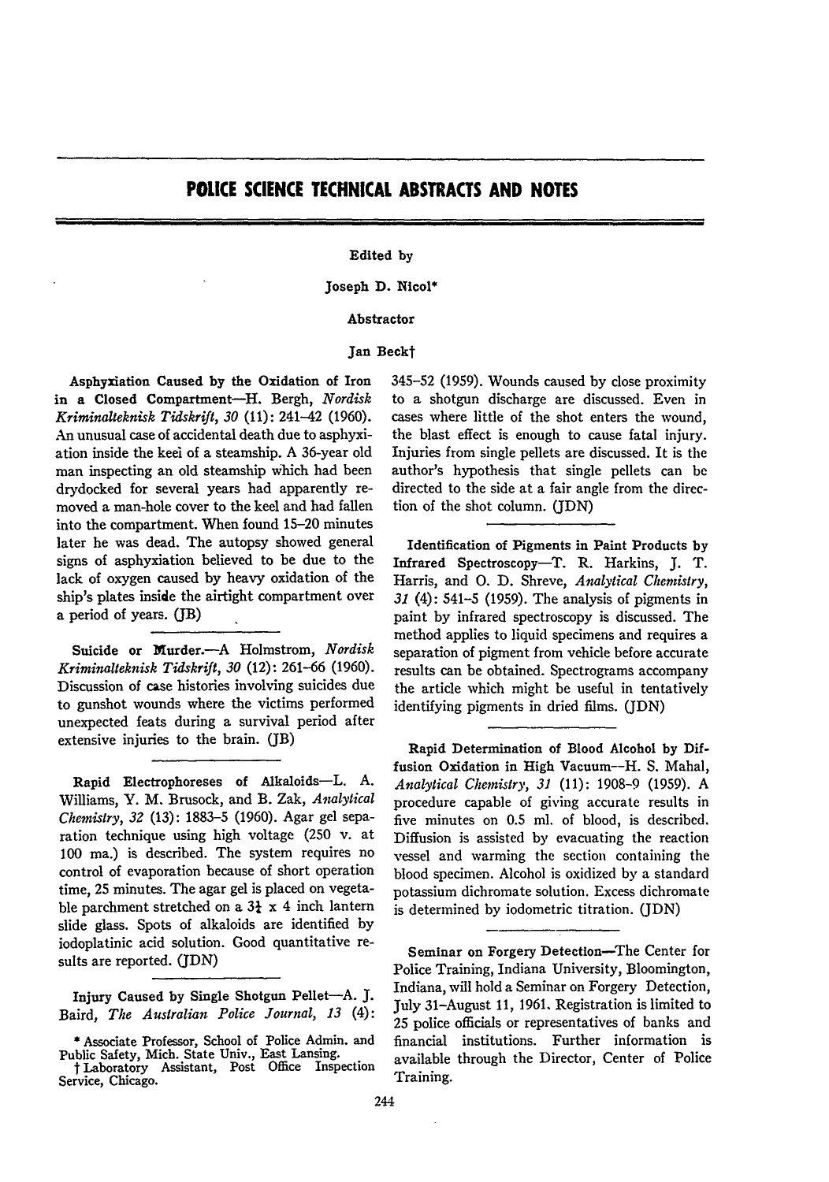# POLICE SCIENCE TECHNICAL ABSTRACTS AND NOTES

Edited by

Joseph D. Nicol*

Abstractor

Jan Beck†

**Asphyxiation Caused by the Oxidation of Iron in a Closed Compartment**—H. Bergh, *Nordisk Kriminalteknisk Tidskrift, 30* (11): 241–42 (1960). An unusual case of accidental death due to asphyxiation inside the keel of a steamship. A 36-year old man inspecting an old steamship which had been drydocked for several years had apparently removed a man-hole cover to the keel and had fallen into the compartment. When found 15–20 minutes later he was dead. The autopsy showed general signs of asphyxiation believed to be due to the lack of oxygen caused by heavy oxidation of the ship's plates inside the airtight compartment over a period of years. (JB)

**Suicide or Murder.**—A Holmstrom, *Nordisk Kriminalteknisk Tidskrift, 30* (12): 261–66 (1960). Discussion of case histories involving suicides due to gunshot wounds where the victims performed unexpected feats during a survival period after extensive injuries to the brain. (JB)

**Rapid Electrophoreses of Alkaloids**—L. A. Williams, Y. M. Brusock, and B. Zak, *Analytical Chemistry, 32* (13): 1883–5 (1960). Agar gel separation technique using high voltage (250 v. at 100 ma.) is described. The system requires no control of evaporation because of short operation time, 25 minutes. The agar gel is placed on vegetable parchment stretched on a 3¼ x 4 inch lantern slide glass. Spots of alkaloids are identified by iodoplatinic acid solution. Good quantitative results are reported. (JDN)

**Injury Caused by Single Shotgun Pellet**—A. J. Baird, *The Australian Police Journal, 13* (4): 345–52 (1959). Wounds caused by close proximity to a shotgun discharge are discussed. Even in cases where little of the shot enters the wound, the blast effect is enough to cause fatal injury. Injuries from single pellets are discussed. It is the author's hypothesis that single pellets can be directed to the side at a fair angle from the direction of the shot column. (JDN)

**Identification of Pigments in Paint Products by Infrared Spectroscopy**—T. R. Harkins, J. T. Harris, and O. D. Shreve, *Analytical Chemistry, 31* (4): 541–5 (1959). The analysis of pigments in paint by infrared spectroscopy is discussed. The method applies to liquid specimens and requires a separation of pigment from vehicle before accurate results can be obtained. Spectrograms accompany the article which might be useful in tentatively identifying pigments in dried films. (JDN)

**Rapid Determination of Blood Alcohol by Diffusion Oxidation in High Vacuum**—H. S. Mahal, *Analytical Chemistry, 31* (11): 1908–9 (1959). A procedure capable of giving accurate results in five minutes on 0.5 ml. of blood, is described. Diffusion is assisted by evacuating the reaction vessel and warming the section containing the blood specimen. Alcohol is oxidized by a standard potassium dichromate solution. Excess dichromate is determined by iodometric titration. (JDN)

**Seminar on Forgery Detection**—The Center for Police Training, Indiana University, Bloomington, Indiana, will hold a Seminar on Forgery Detection, July 31–August 11, 1961. Registration is limited to 25 police officials or representatives of banks and financial institutions. Further information is available through the Director, Center of Police Training.

\* Associate Professor, School of Police Admin. and Public Safety, Mich. State Univ., East Lansing.

† Laboratory Assistant, Post Office Inspection Service, Chicago.